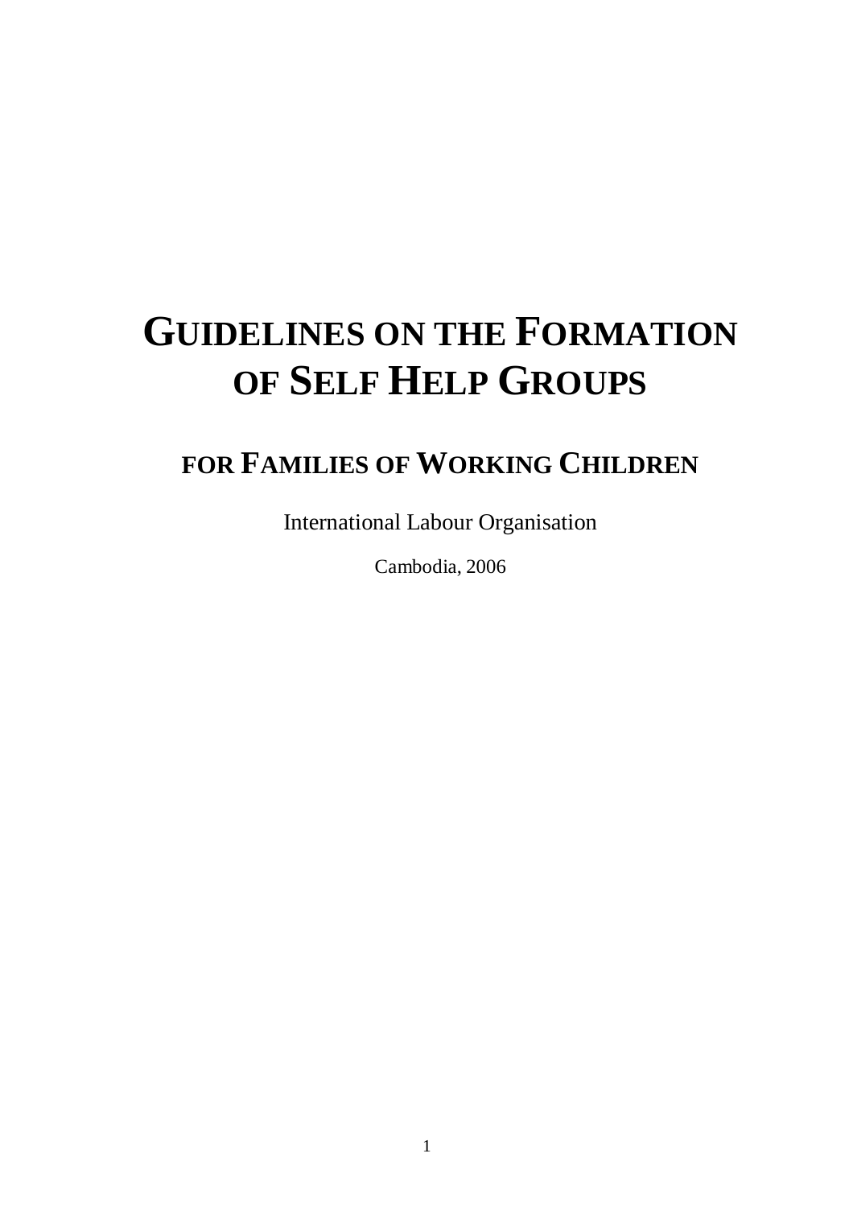# GUIDELINES ON THE FORMATION OF SELF HELP GROUPS

## FOR FAMILIES OF WORKING CHILDREN

International Labour Organisation

Cambodia, 2006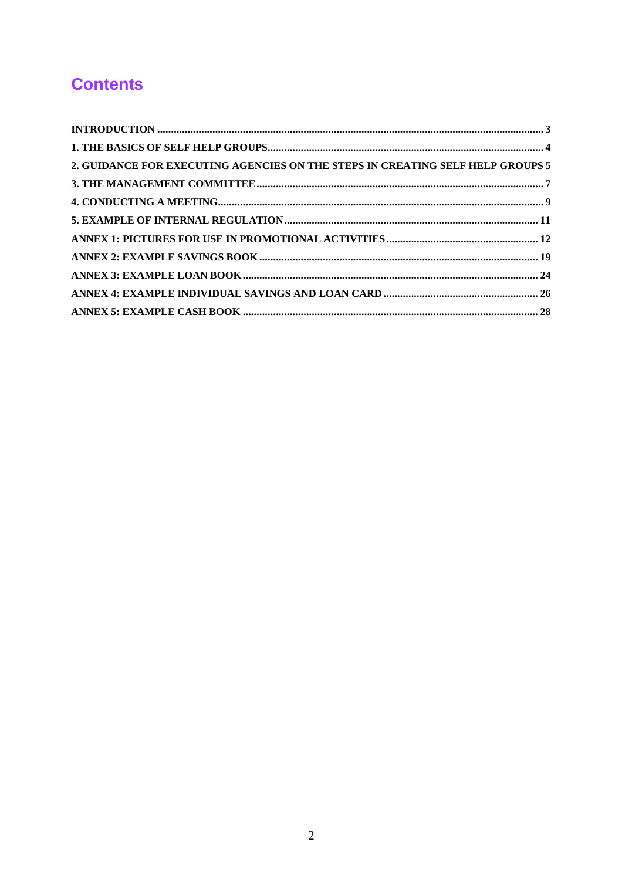# Contents

- INTRODUCTION ... 3
- 1. THE BASICS OF SELF HELP GROUPS ... 4
- 2. GUIDANCE FOR EXECUTING AGENCIES ON THE STEPS IN CREATING SELF HELP GROUPS ... 5
- 3. THE MANAGEMENT COMMITTEE ... 7
- 4. CONDUCTING A MEETING ... 9
- 5. EXAMPLE OF INTERNAL REGULATION ... 11
- ANNEX 1: PICTURES FOR USE IN PROMOTIONAL ACTIVITIES ... 12
- ANNEX 2: EXAMPLE SAVINGS BOOK ... 19
- ANNEX 3: EXAMPLE LOAN BOOK ... 24
- ANNEX 4: EXAMPLE INDIVIDUAL SAVINGS AND LOAN CARD ... 26
- ANNEX 5: EXAMPLE CASH BOOK ... 28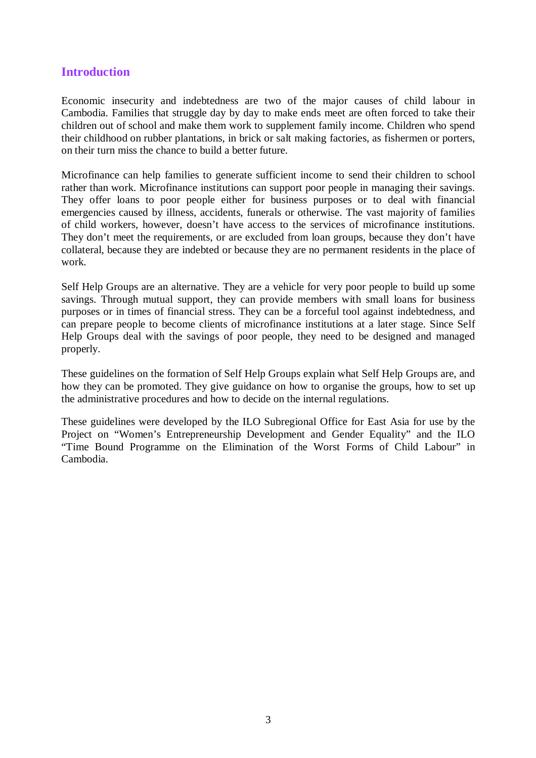## Introduction

Economic insecurity and indebtedness are two of the major causes of child labour in Cambodia. Families that struggle day by day to make ends meet are often forced to take their children out of school and make them work to supplement family income. Children who spend their childhood on rubber plantations, in brick or salt making factories, as fishermen or porters, on their turn miss the chance to build a better future.

Microfinance can help families to generate sufficient income to send their children to school rather than work. Microfinance institutions can support poor people in managing their savings. They offer loans to poor people either for business purposes or to deal with financial emergencies caused by illness, accidents, funerals or otherwise. The vast majority of families of child workers, however, doesn't have access to the services of microfinance institutions. They don't meet the requirements, or are excluded from loan groups, because they don't have collateral, because they are indebted or because they are no permanent residents in the place of work.

Self Help Groups are an alternative. They are a vehicle for very poor people to build up some savings. Through mutual support, they can provide members with small loans for business purposes or in times of financial stress. They can be a forceful tool against indebtedness, and can prepare people to become clients of microfinance institutions at a later stage. Since Self Help Groups deal with the savings of poor people, they need to be designed and managed properly.

These guidelines on the formation of Self Help Groups explain what Self Help Groups are, and how they can be promoted. They give guidance on how to organise the groups, how to set up the administrative procedures and how to decide on the internal regulations.

These guidelines were developed by the ILO Subregional Office for East Asia for use by the Project on "Women's Entrepreneurship Development and Gender Equality" and the ILO "Time Bound Programme on the Elimination of the Worst Forms of Child Labour" in Cambodia.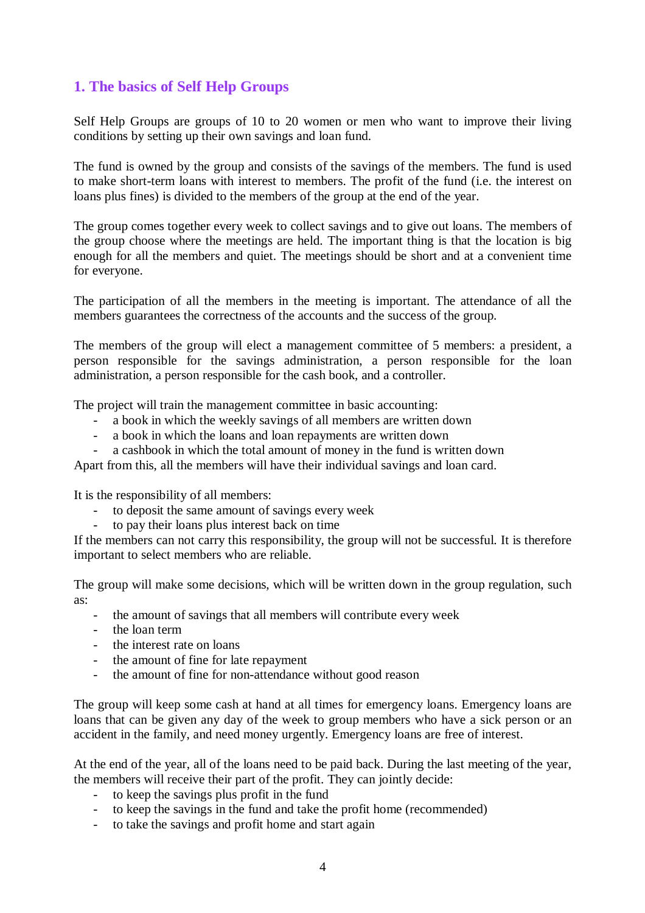## 1. The basics of Self Help Groups

Self Help Groups are groups of 10 to 20 women or men who want to improve their living conditions by setting up their own savings and loan fund.

The fund is owned by the group and consists of the savings of the members. The fund is used to make short-term loans with interest to members. The profit of the fund (i.e. the interest on loans plus fines) is divided to the members of the group at the end of the year.

The group comes together every week to collect savings and to give out loans. The members of the group choose where the meetings are held. The important thing is that the location is big enough for all the members and quiet. The meetings should be short and at a convenient time for everyone.

The participation of all the members in the meeting is important. The attendance of all the members guarantees the correctness of the accounts and the success of the group.

The members of the group will elect a management committee of 5 members: a president, a person responsible for the savings administration, a person responsible for the loan administration, a person responsible for the cash book, and a controller.

The project will train the management committee in basic accounting:

- a book in which the weekly savings of all members are written down
- a book in which the loans and loan repayments are written down
- a cashbook in which the total amount of money in the fund is written down

Apart from this, all the members will have their individual savings and loan card.

It is the responsibility of all members:

- to deposit the same amount of savings every week
- to pay their loans plus interest back on time

If the members can not carry this responsibility, the group will not be successful. It is therefore important to select members who are reliable.

The group will make some decisions, which will be written down in the group regulation, such as:

- the amount of savings that all members will contribute every week
- the loan term
- the interest rate on loans
- the amount of fine for late repayment
- the amount of fine for non-attendance without good reason

The group will keep some cash at hand at all times for emergency loans. Emergency loans are loans that can be given any day of the week to group members who have a sick person or an accident in the family, and need money urgently. Emergency loans are free of interest.

At the end of the year, all of the loans need to be paid back. During the last meeting of the year, the members will receive their part of the profit. They can jointly decide:

- to keep the savings plus profit in the fund
- to keep the savings in the fund and take the profit home (recommended)
- to take the savings and profit home and start again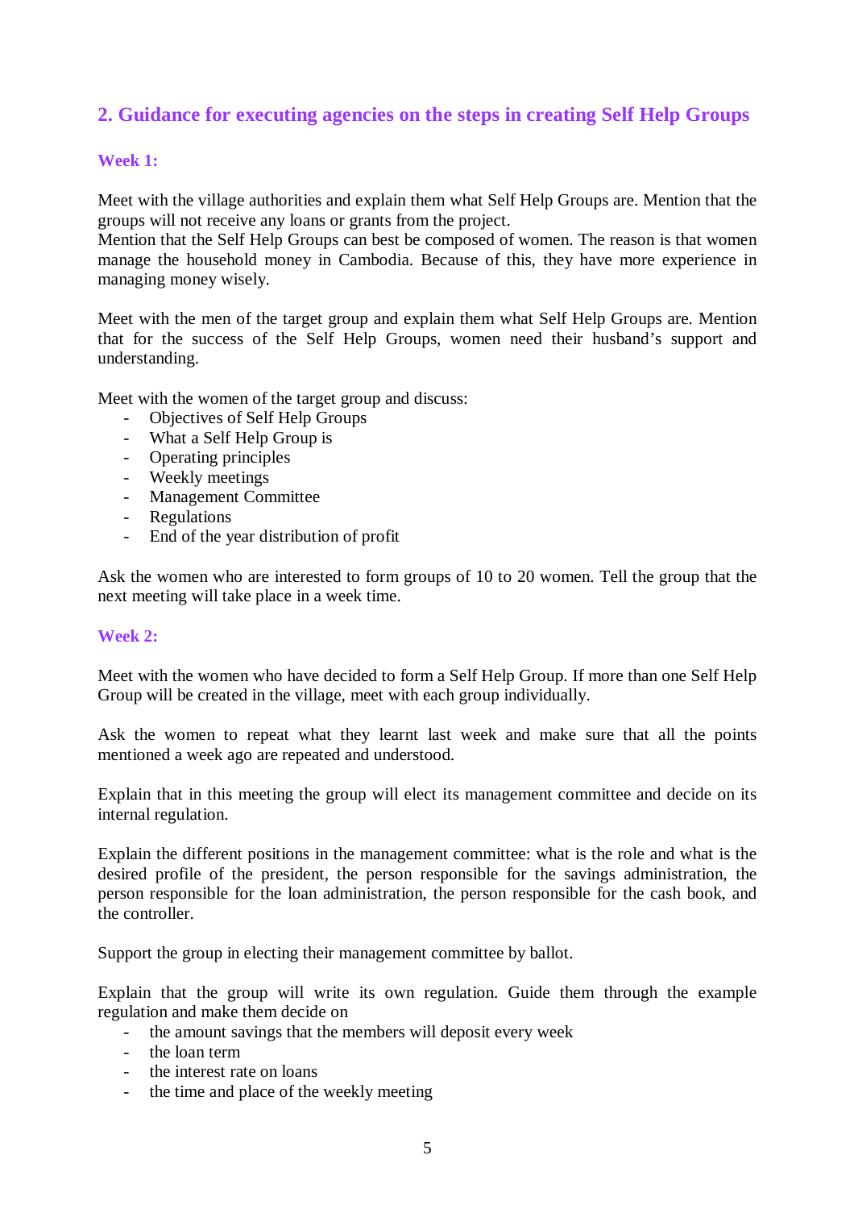## 2. Guidance for executing agencies on the steps in creating Self Help Groups

### Week 1:

Meet with the village authorities and explain them what Self Help Groups are. Mention that the groups will not receive any loans or grants from the project.
Mention that the Self Help Groups can best be composed of women. The reason is that women manage the household money in Cambodia. Because of this, they have more experience in managing money wisely.

Meet with the men of the target group and explain them what Self Help Groups are. Mention that for the success of the Self Help Groups, women need their husband's support and understanding.

Meet with the women of the target group and discuss:

- Objectives of Self Help Groups
- What a Self Help Group is
- Operating principles
- Weekly meetings
- Management Committee
- Regulations
- End of the year distribution of profit

Ask the women who are interested to form groups of 10 to 20 women. Tell the group that the next meeting will take place in a week time.

### Week 2:

Meet with the women who have decided to form a Self Help Group. If more than one Self Help Group will be created in the village, meet with each group individually.

Ask the women to repeat what they learnt last week and make sure that all the points mentioned a week ago are repeated and understood.

Explain that in this meeting the group will elect its management committee and decide on its internal regulation.

Explain the different positions in the management committee: what is the role and what is the desired profile of the president, the person responsible for the savings administration, the person responsible for the loan administration, the person responsible for the cash book, and the controller.

Support the group in electing their management committee by ballot.

Explain that the group will write its own regulation. Guide them through the example regulation and make them decide on

- the amount savings that the members will deposit every week
- the loan term
- the interest rate on loans
- the time and place of the weekly meeting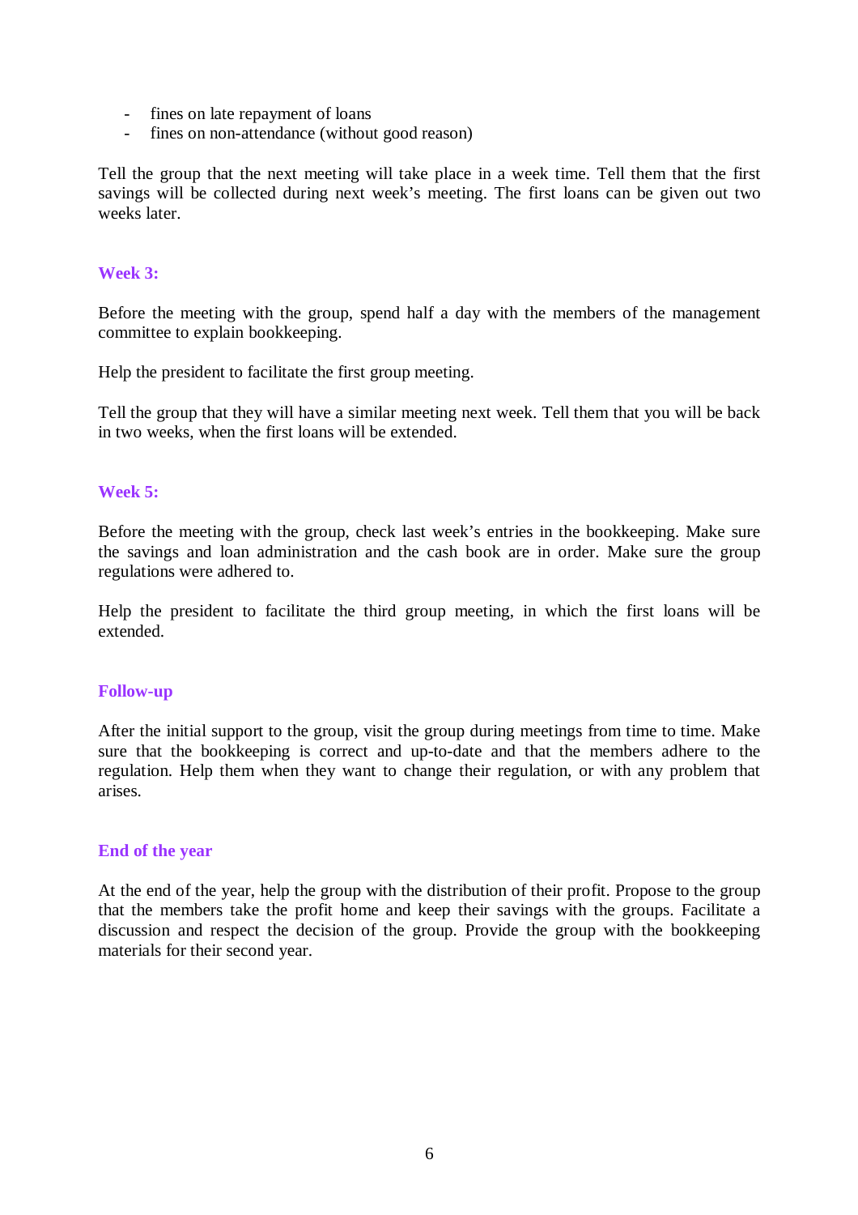- fines on late repayment of loans
- fines on non-attendance (without good reason)

Tell the group that the next meeting will take place in a week time. Tell them that the first savings will be collected during next week's meeting. The first loans can be given out two weeks later.

### Week 3:

Before the meeting with the group, spend half a day with the members of the management committee to explain bookkeeping.

Help the president to facilitate the first group meeting.

Tell the group that they will have a similar meeting next week. Tell them that you will be back in two weeks, when the first loans will be extended.

### Week 5:

Before the meeting with the group, check last week's entries in the bookkeeping. Make sure the savings and loan administration and the cash book are in order. Make sure the group regulations were adhered to.

Help the president to facilitate the third group meeting, in which the first loans will be extended.

### Follow-up

After the initial support to the group, visit the group during meetings from time to time. Make sure that the bookkeeping is correct and up-to-date and that the members adhere to the regulation. Help them when they want to change their regulation, or with any problem that arises.

### End of the year

At the end of the year, help the group with the distribution of their profit. Propose to the group that the members take the profit home and keep their savings with the groups. Facilitate a discussion and respect the decision of the group. Provide the group with the bookkeeping materials for their second year.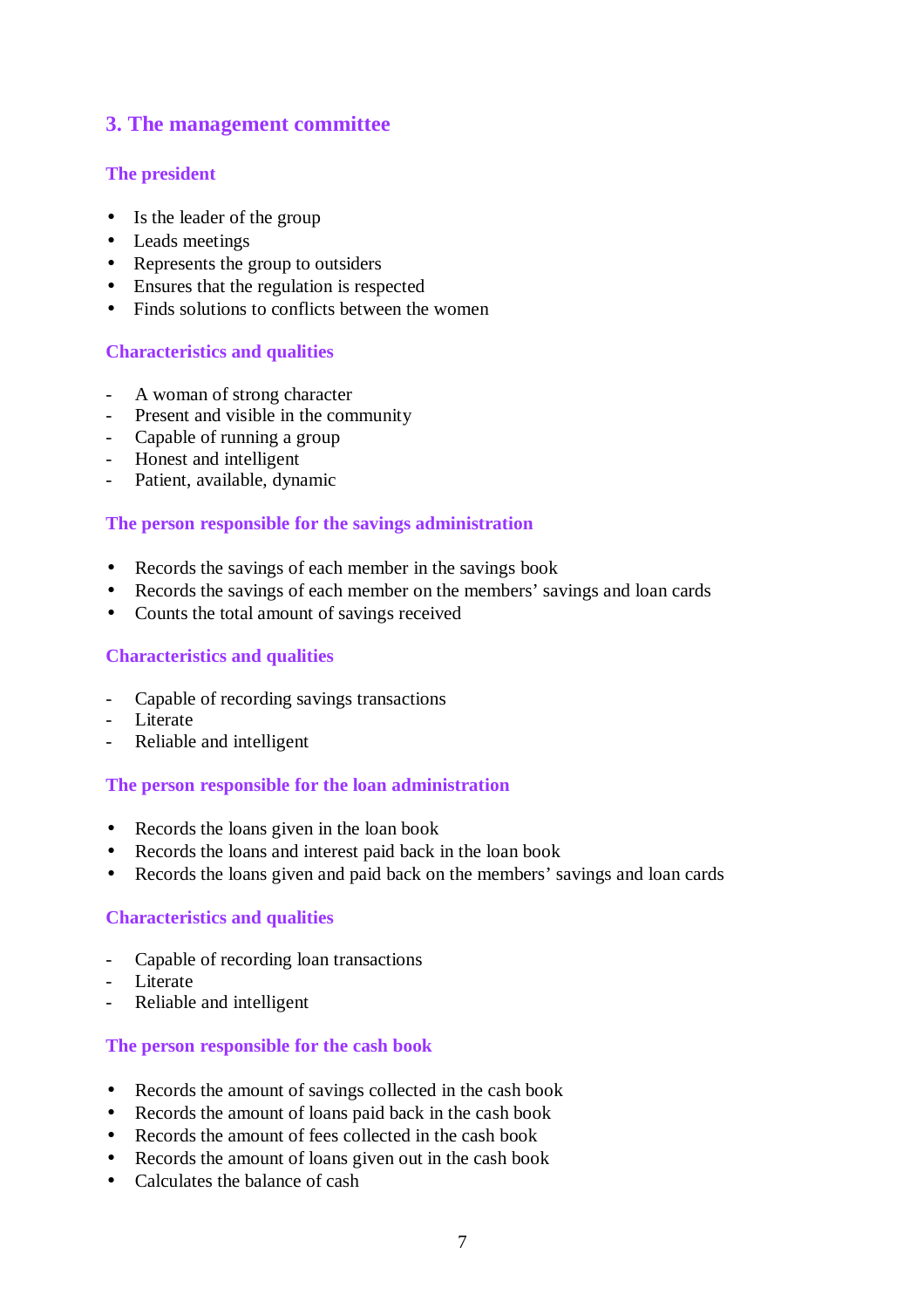## 3. The management committee

### The president

- Is the leader of the group
- Leads meetings
- Represents the group to outsiders
- Ensures that the regulation is respected
- Finds solutions to conflicts between the women

### Characteristics and qualities

- A woman of strong character
- Present and visible in the community
- Capable of running a group
- Honest and intelligent
- Patient, available, dynamic

### The person responsible for the savings administration

- Records the savings of each member in the savings book
- Records the savings of each member on the members' savings and loan cards
- Counts the total amount of savings received

### Characteristics and qualities

- Capable of recording savings transactions
- Literate
- Reliable and intelligent

### The person responsible for the loan administration

- Records the loans given in the loan book
- Records the loans and interest paid back in the loan book
- Records the loans given and paid back on the members' savings and loan cards

### Characteristics and qualities

- Capable of recording loan transactions
- Literate
- Reliable and intelligent

### The person responsible for the cash book

- Records the amount of savings collected in the cash book
- Records the amount of loans paid back in the cash book
- Records the amount of fees collected in the cash book
- Records the amount of loans given out in the cash book
- Calculates the balance of cash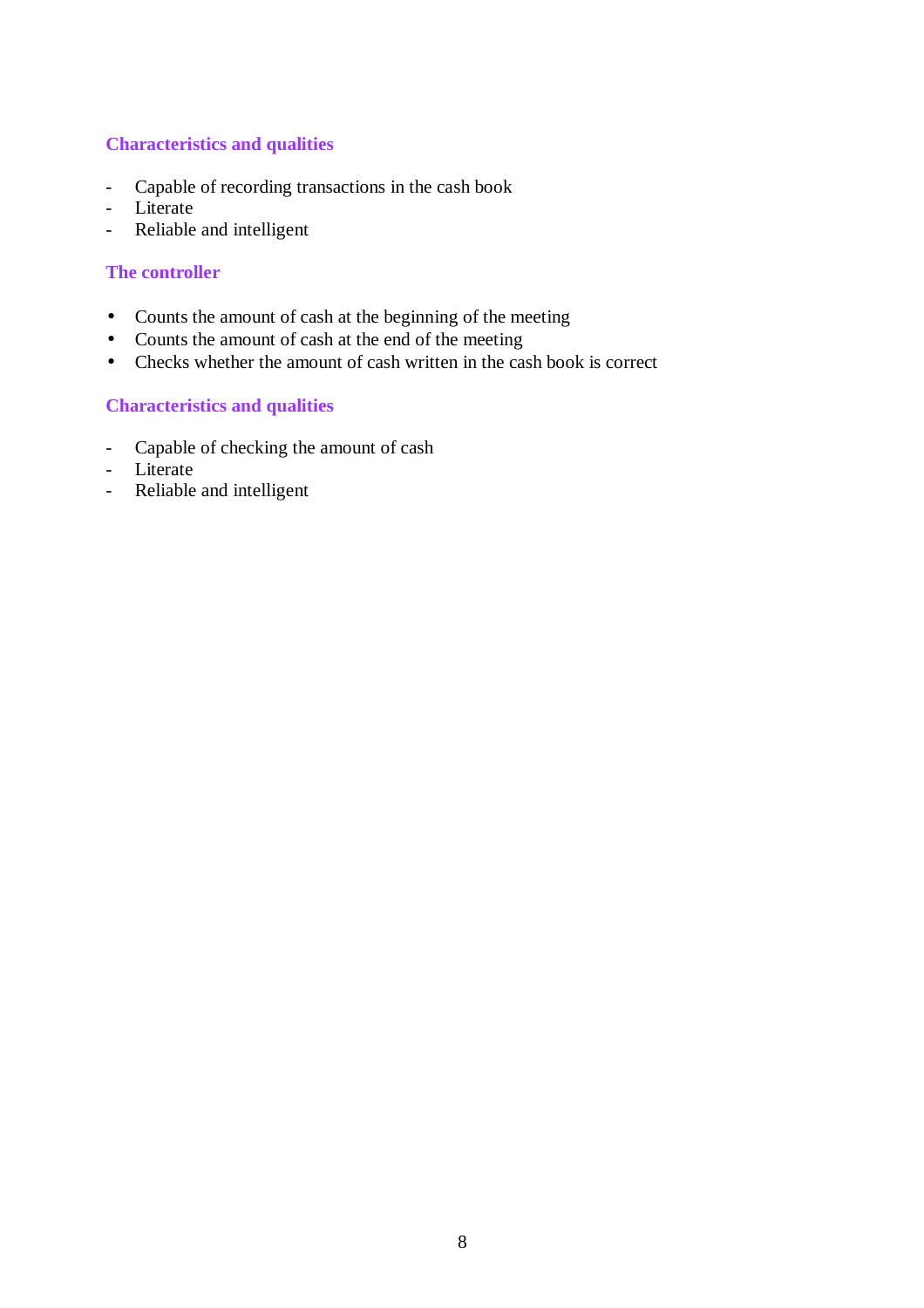### Characteristics and qualities

- Capable of recording transactions in the cash book
- Literate
- Reliable and intelligent

### The controller

- Counts the amount of cash at the beginning of the meeting
- Counts the amount of cash at the end of the meeting
- Checks whether the amount of cash written in the cash book is correct

### Characteristics and qualities

- Capable of checking the amount of cash
- Literate
- Reliable and intelligent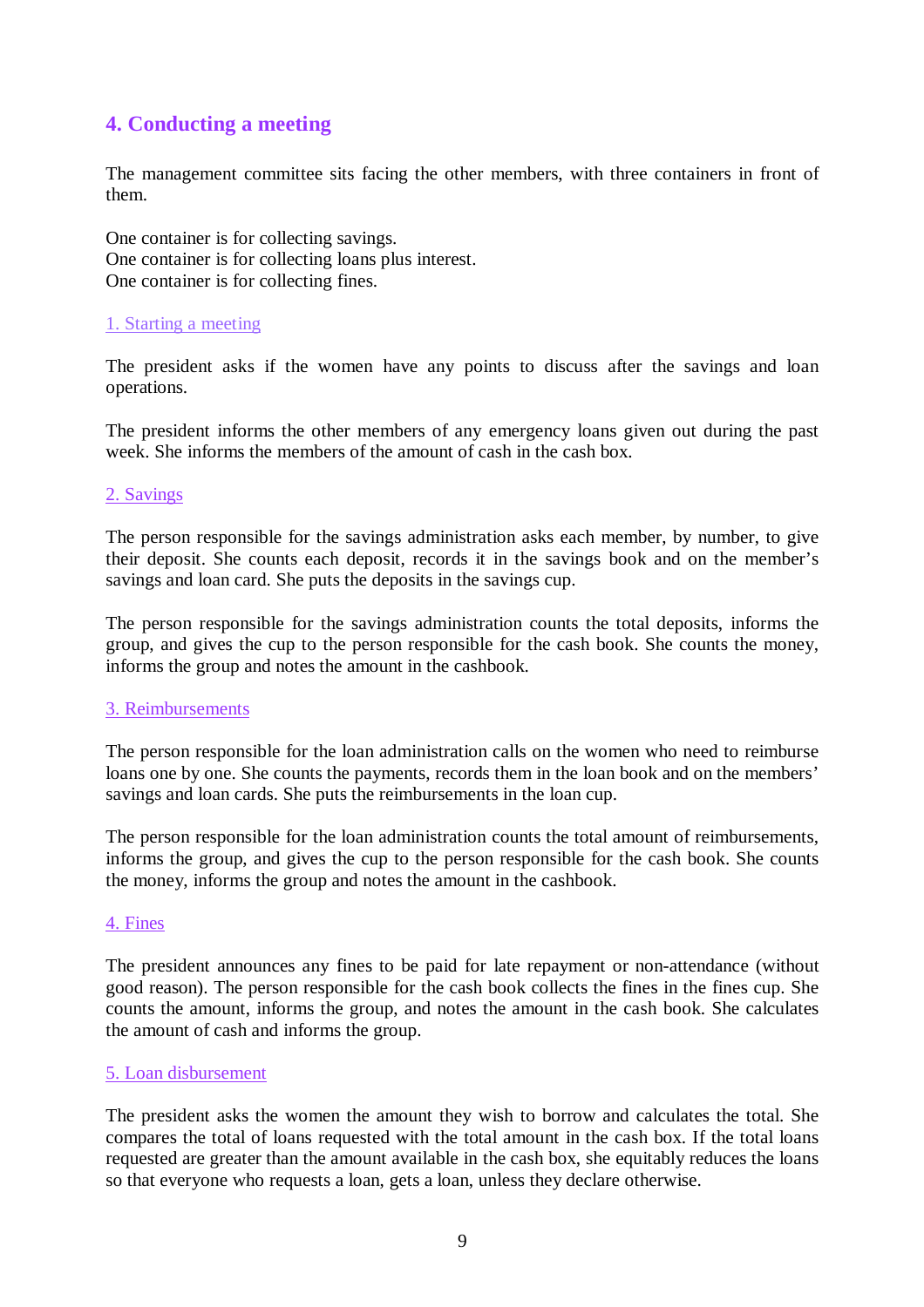## 4. Conducting a meeting

The management committee sits facing the other members, with three containers in front of them.

One container is for collecting savings.
One container is for collecting loans plus interest.
One container is for collecting fines.

### 1. Starting a meeting

The president asks if the women have any points to discuss after the savings and loan operations.

The president informs the other members of any emergency loans given out during the past week. She informs the members of the amount of cash in the cash box.

### 2. Savings

The person responsible for the savings administration asks each member, by number, to give their deposit. She counts each deposit, records it in the savings book and on the member's savings and loan card. She puts the deposits in the savings cup.

The person responsible for the savings administration counts the total deposits, informs the group, and gives the cup to the person responsible for the cash book. She counts the money, informs the group and notes the amount in the cashbook.

### 3. Reimbursements

The person responsible for the loan administration calls on the women who need to reimburse loans one by one. She counts the payments, records them in the loan book and on the members' savings and loan cards. She puts the reimbursements in the loan cup.

The person responsible for the loan administration counts the total amount of reimbursements, informs the group, and gives the cup to the person responsible for the cash book. She counts the money, informs the group and notes the amount in the cashbook.

### 4. Fines

The president announces any fines to be paid for late repayment or non-attendance (without good reason). The person responsible for the cash book collects the fines in the fines cup. She counts the amount, informs the group, and notes the amount in the cash book. She calculates the amount of cash and informs the group.

### 5. Loan disbursement

The president asks the women the amount they wish to borrow and calculates the total. She compares the total of loans requested with the total amount in the cash box. If the total loans requested are greater than the amount available in the cash box, she equitably reduces the loans so that everyone who requests a loan, gets a loan, unless they declare otherwise.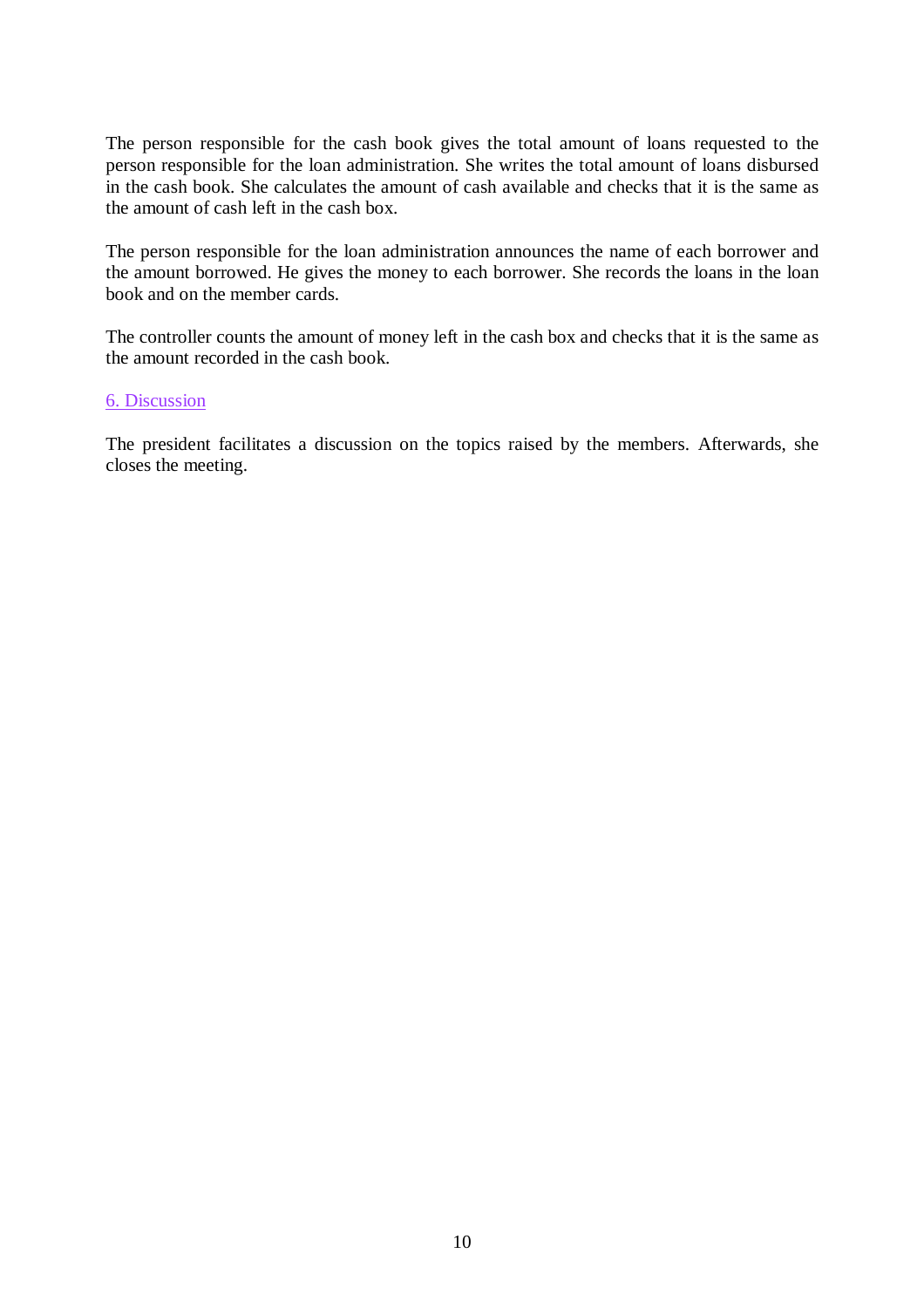The person responsible for the cash book gives the total amount of loans requested to the person responsible for the loan administration. She writes the total amount of loans disbursed in the cash book. She calculates the amount of cash available and checks that it is the same as the amount of cash left in the cash box.

The person responsible for the loan administration announces the name of each borrower and the amount borrowed. He gives the money to each borrower. She records the loans in the loan book and on the member cards.

The controller counts the amount of money left in the cash box and checks that it is the same as the amount recorded in the cash book.

## 6. Discussion

The president facilitates a discussion on the topics raised by the members. Afterwards, she closes the meeting.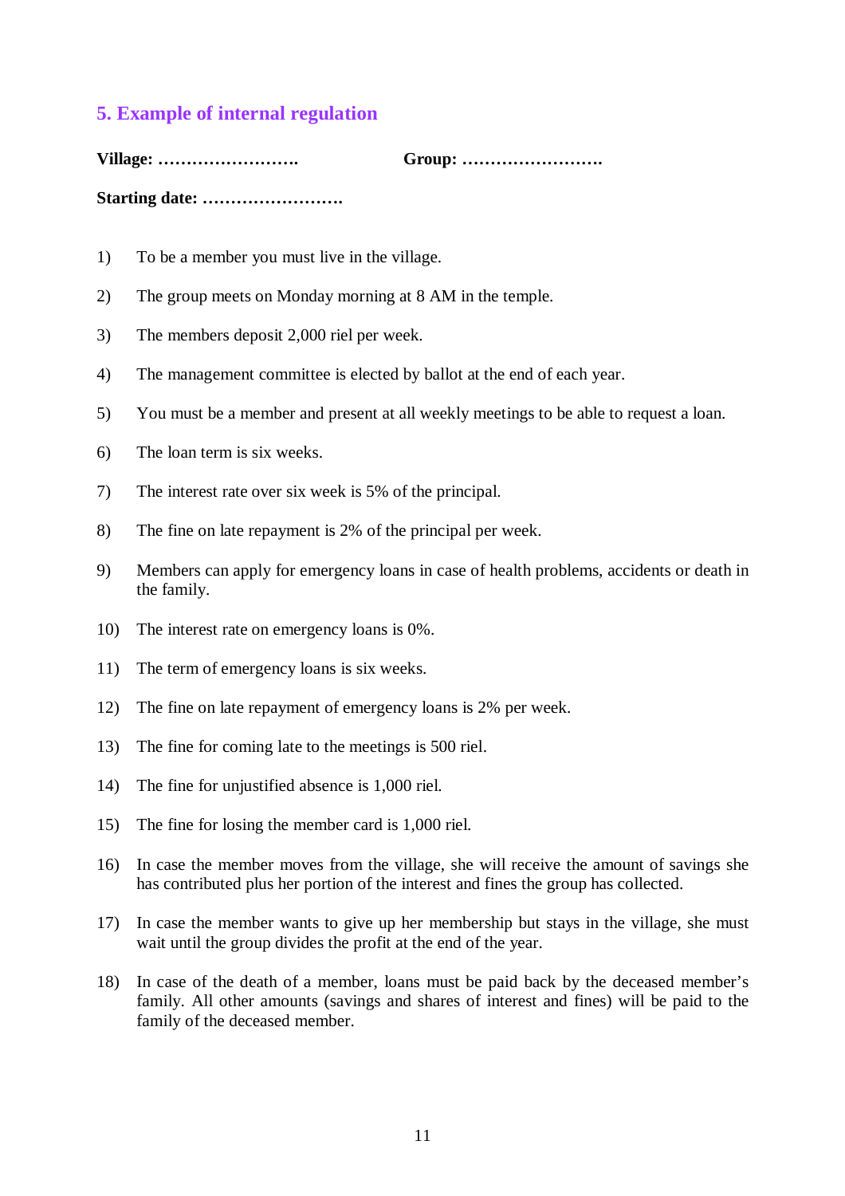## 5. Example of internal regulation

**Village: …………………….** **Group: …………………….**

**Starting date: …………………….**

1) To be a member you must live in the village.
2) The group meets on Monday morning at 8 AM in the temple.
3) The members deposit 2,000 riel per week.
4) The management committee is elected by ballot at the end of each year.
5) You must be a member and present at all weekly meetings to be able to request a loan.
6) The loan term is six weeks.
7) The interest rate over six week is 5% of the principal.
8) The fine on late repayment is 2% of the principal per week.
9) Members can apply for emergency loans in case of health problems, accidents or death in the family.
10) The interest rate on emergency loans is 0%.
11) The term of emergency loans is six weeks.
12) The fine on late repayment of emergency loans is 2% per week.
13) The fine for coming late to the meetings is 500 riel.
14) The fine for unjustified absence is 1,000 riel.
15) The fine for losing the member card is 1,000 riel.
16) In case the member moves from the village, she will receive the amount of savings she has contributed plus her portion of the interest and fines the group has collected.
17) In case the member wants to give up her membership but stays in the village, she must wait until the group divides the profit at the end of the year.
18) In case of the death of a member, loans must be paid back by the deceased member's family. All other amounts (savings and shares of interest and fines) will be paid to the family of the deceased member.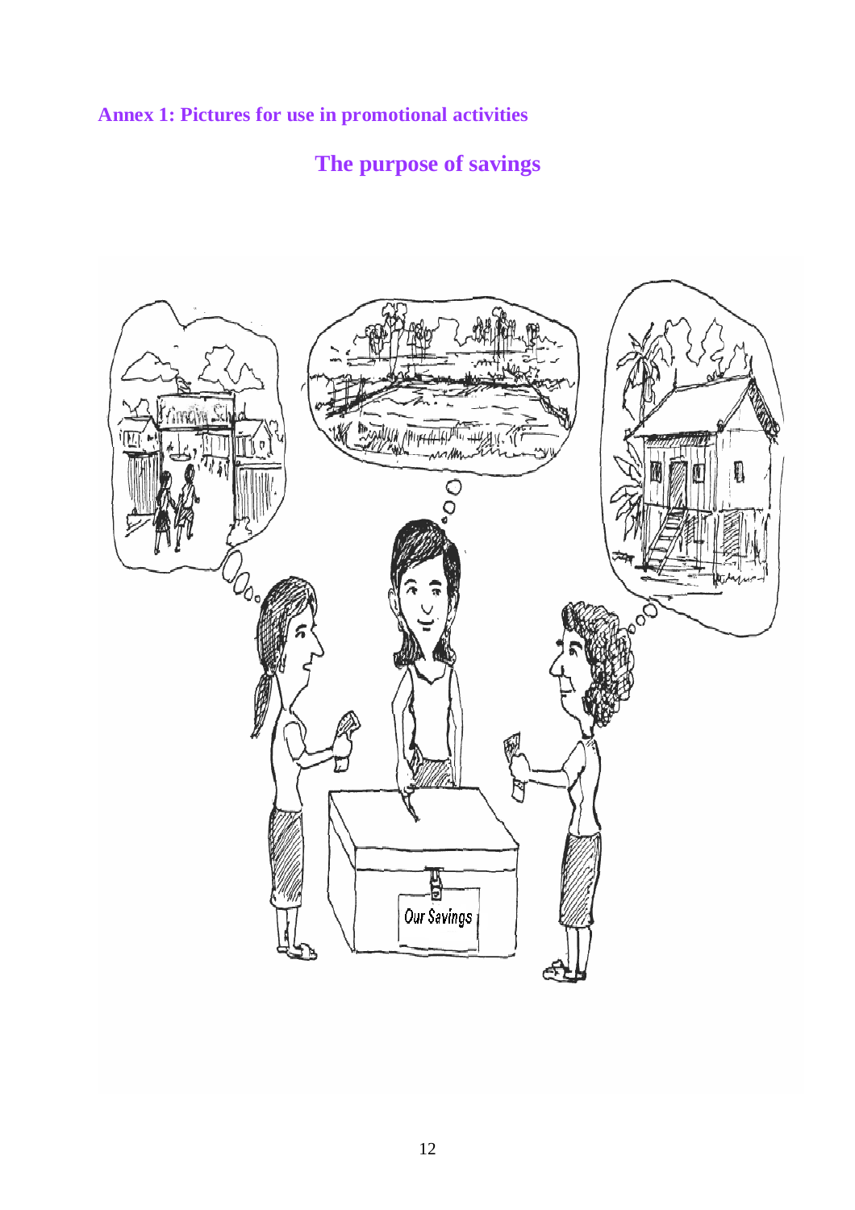## Annex 1: Pictures for use in promotional activities

# The purpose of savings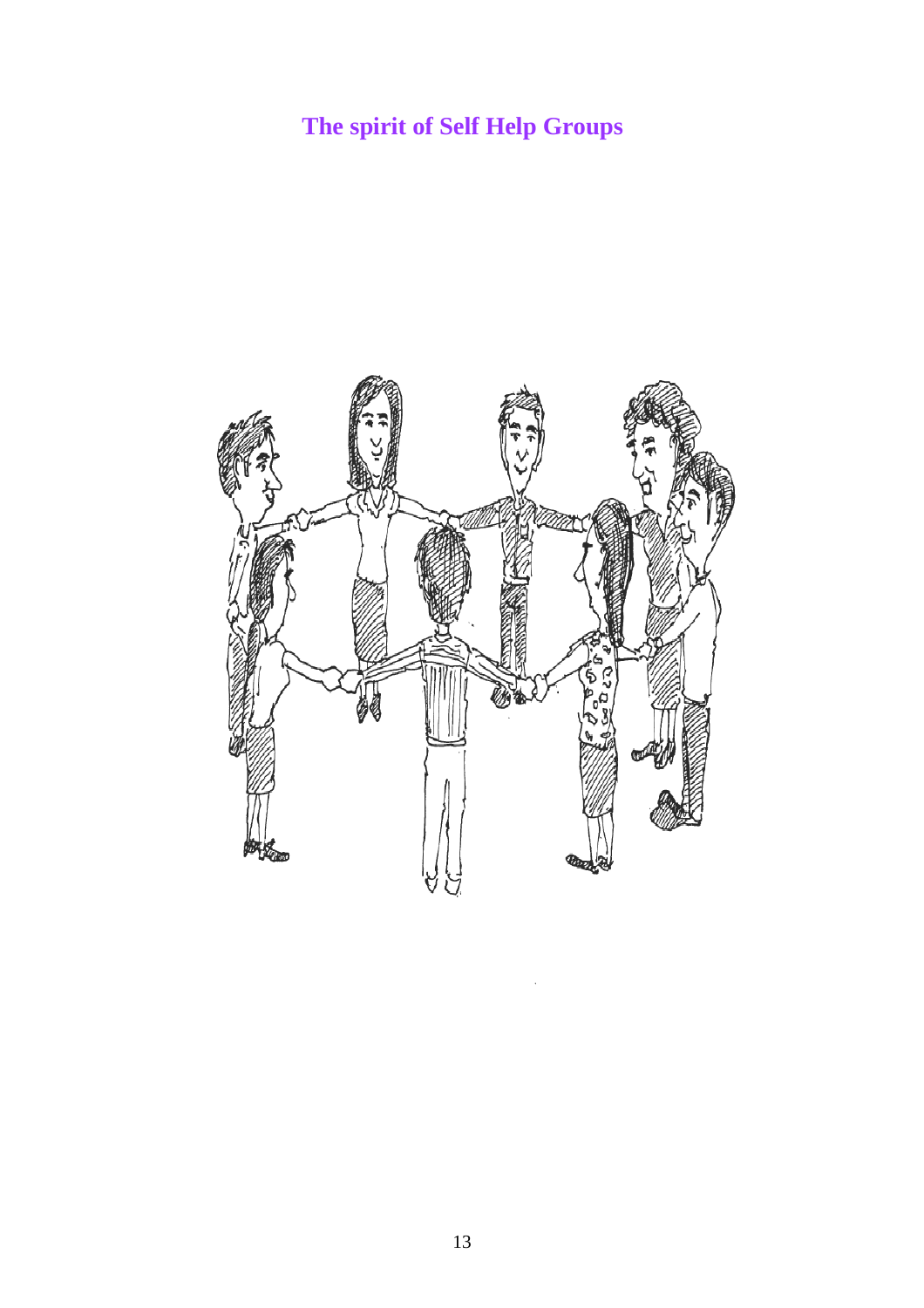# The spirit of Self Help Groups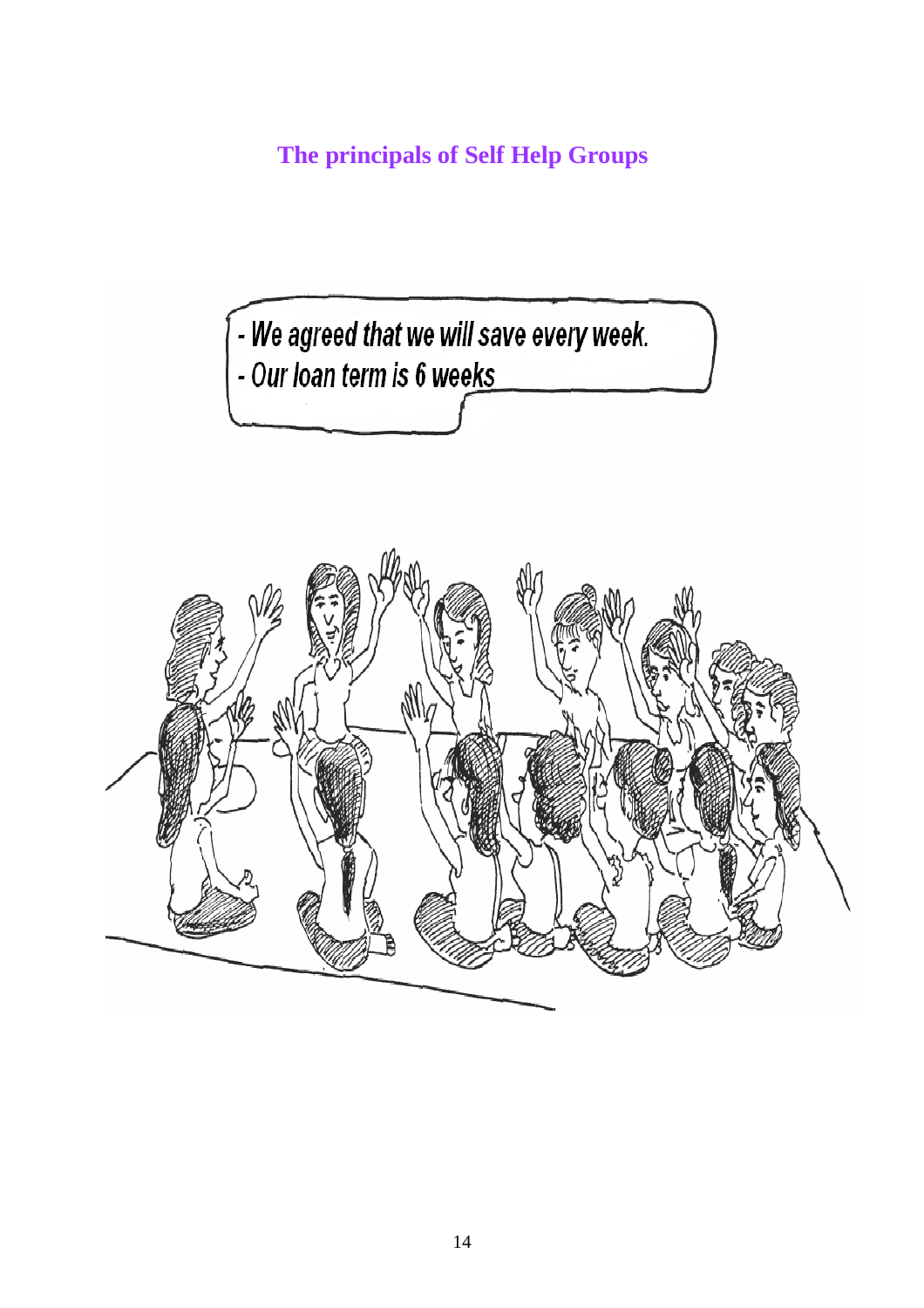# The principals of Self Help Groups

- We agreed that we will save every week.
- Our loan term is 6 weeks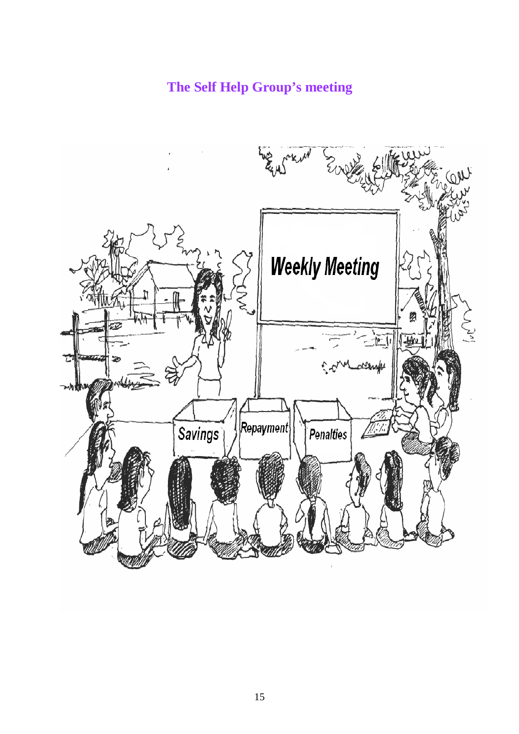# The Self Help Group's meeting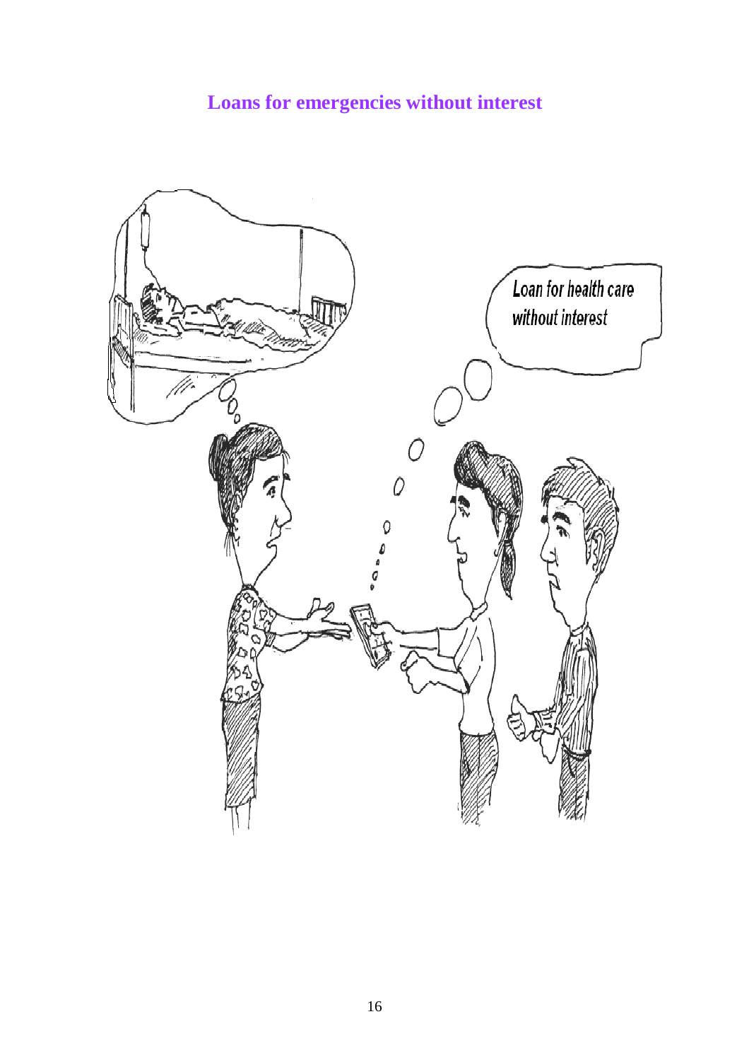## Loans for emergencies without interest

Loan for health care without interest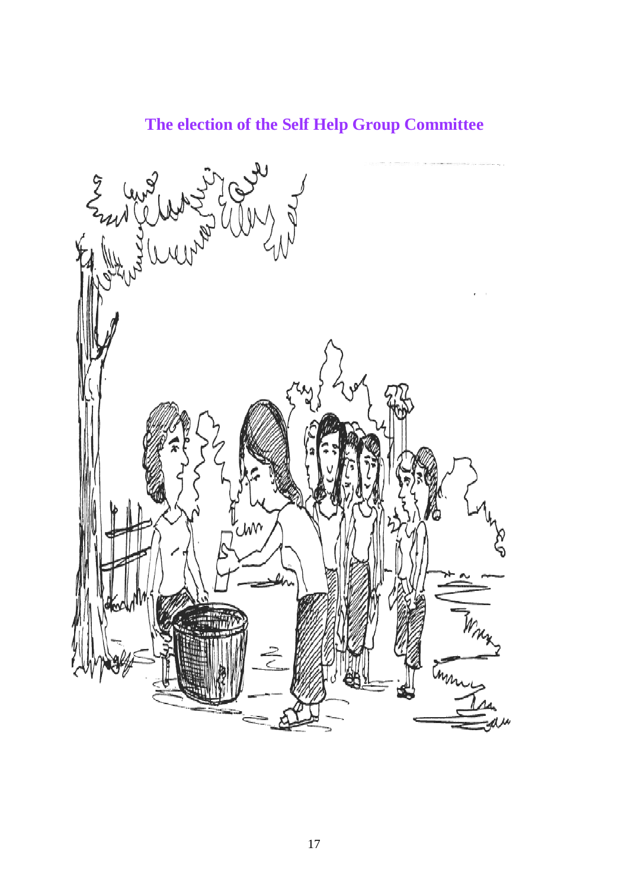# The election of the Self Help Group Committee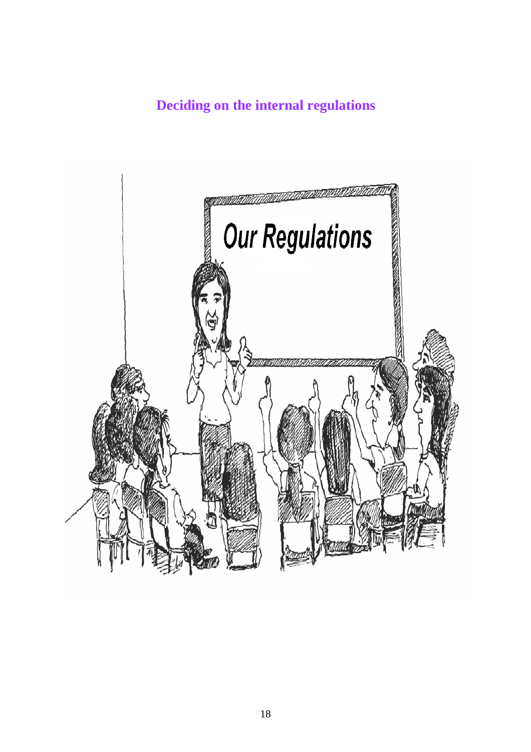## Deciding on the internal regulations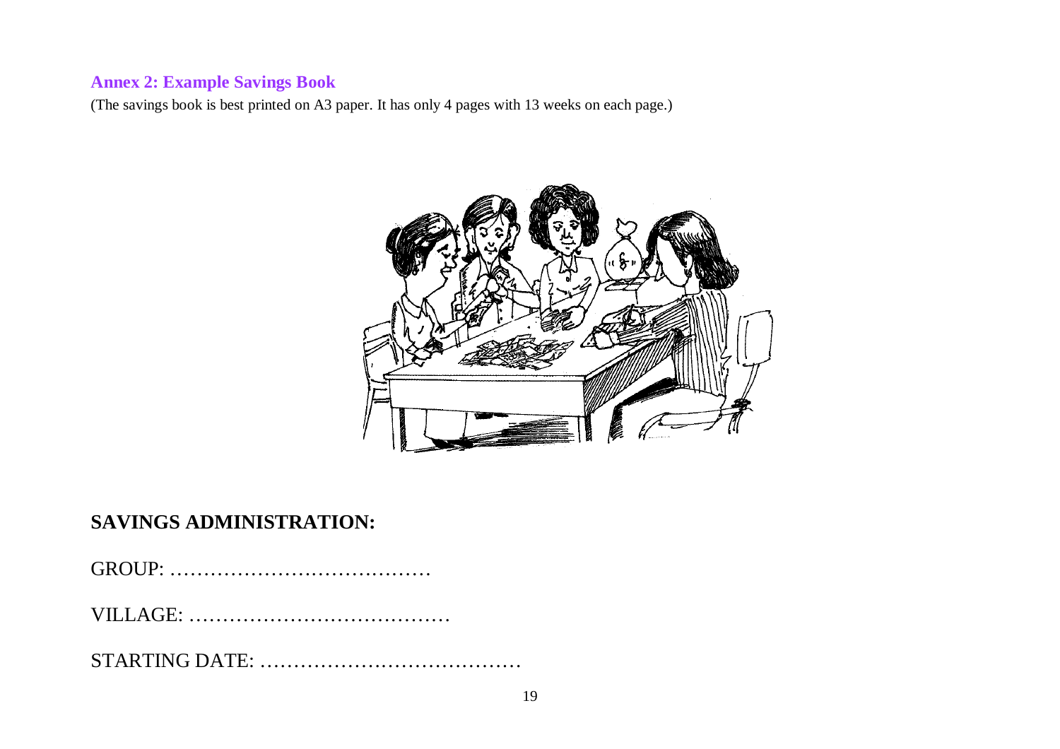## Annex 2: Example Savings Book

(The savings book is best printed on A3 paper. It has only 4 pages with 13 weeks on each page.)

## SAVINGS ADMINISTRATION:

GROUP: …………………………………

VILLAGE: …………………………………

STARTING DATE: …………………………………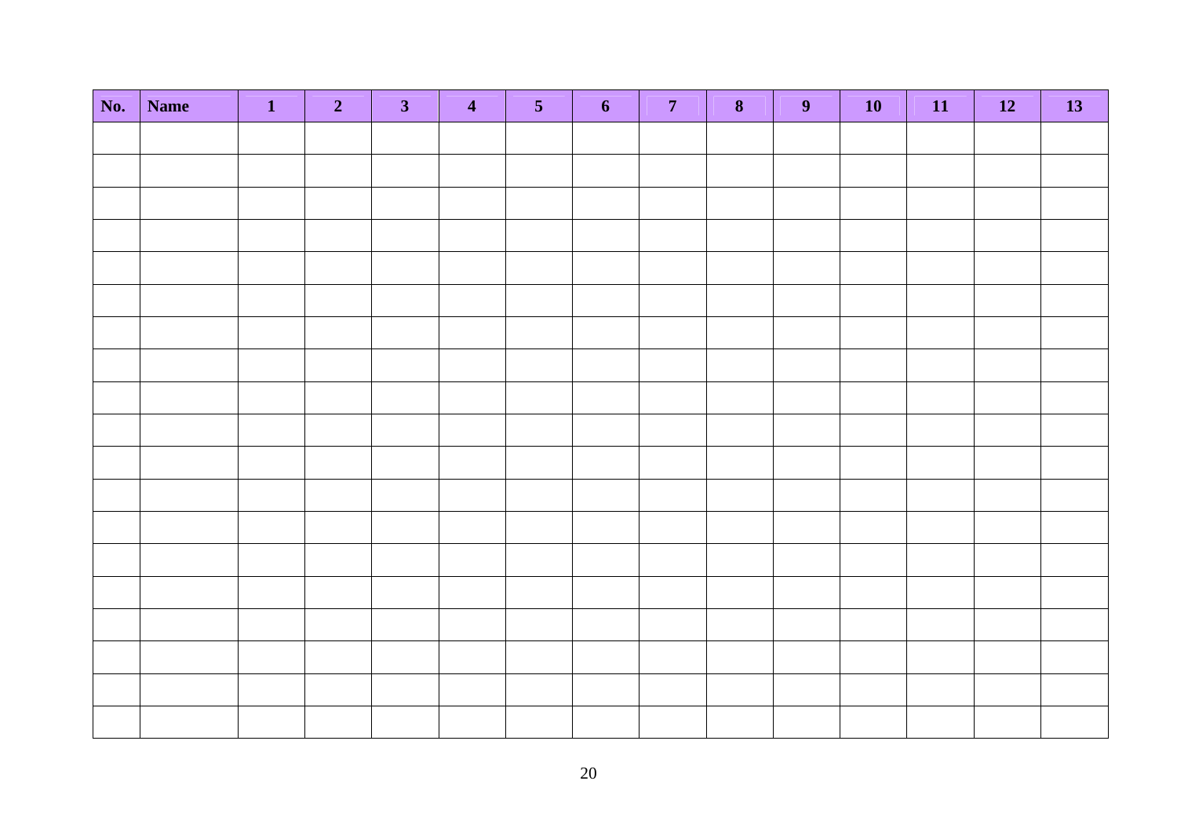| No. | Name | 1 | 2 | 3 | 4 | 5 | 6 | 7 | 8 | 9 | 10 | 11 | 12 | 13 |
|---|---|---|---|---|---|---|---|---|---|---|---|---|---|---|
| | | | | | | | | | | | | | | |
| | | | | | | | | | | | | | | |
| | | | | | | | | | | | | | | |
| | | | | | | | | | | | | | | |
| | | | | | | | | | | | | | | |
| | | | | | | | | | | | | | | |
| | | | | | | | | | | | | | | |
| | | | | | | | | | | | | | | |
| | | | | | | | | | | | | | | |
| | | | | | | | | | | | | | | |
| | | | | | | | | | | | | | | |
| | | | | | | | | | | | | | | |
| | | | | | | | | | | | | | | |
| | | | | | | | | | | | | | | |
| | | | | | | | | | | | | | | |
| | | | | | | | | | | | | | | |
| | | | | | | | | | | | | | | |
| | | | | | | | | | | | | | | |
| | | | | | | | | | | | | | | |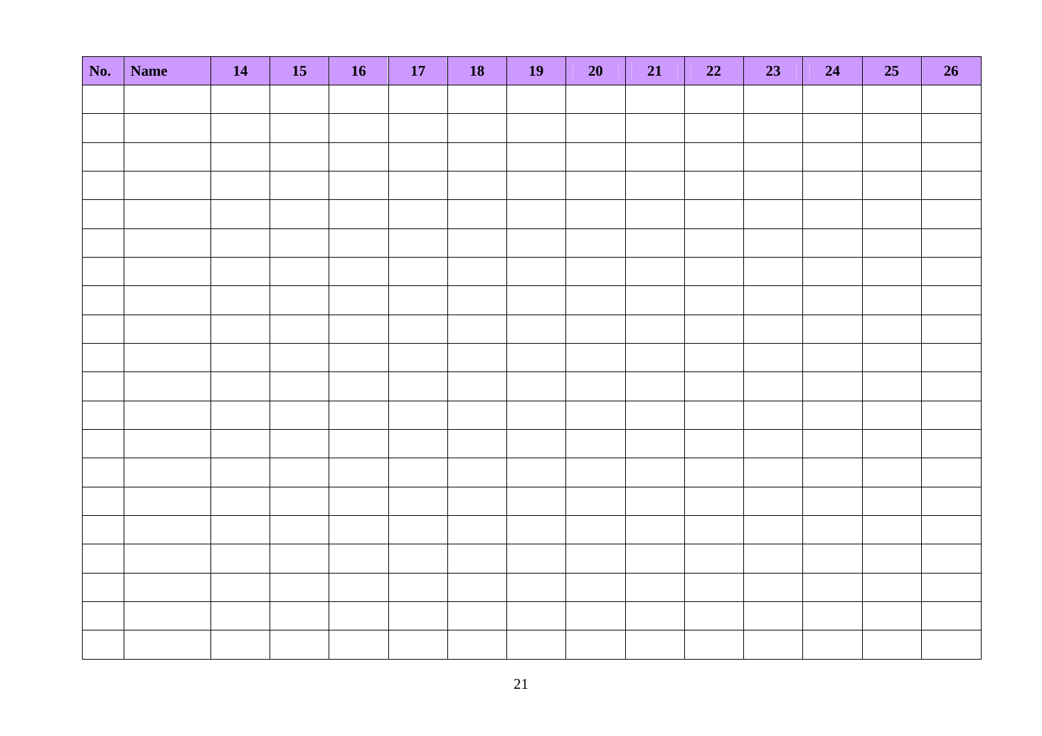| **No.** | **Name** | **14** | **15** | **16** | **17** | **18** | **19** | **20** | **21** | **22** | **23** | **24** | **25** | **26** |
|---|---|---|---|---|---|---|---|---|---|---|---|---|---|---|
| | | | | | | | | | | | | | | |
| | | | | | | | | | | | | | | |
| | | | | | | | | | | | | | | |
| | | | | | | | | | | | | | | |
| | | | | | | | | | | | | | | |
| | | | | | | | | | | | | | | |
| | | | | | | | | | | | | | | |
| | | | | | | | | | | | | | | |
| | | | | | | | | | | | | | | |
| | | | | | | | | | | | | | | |
| | | | | | | | | | | | | | | |
| | | | | | | | | | | | | | | |
| | | | | | | | | | | | | | | |
| | | | | | | | | | | | | | | |
| | | | | | | | | | | | | | | |
| | | | | | | | | | | | | | | |
| | | | | | | | | | | | | | | |
| | | | | | | | | | | | | | | |
| | | | | | | | | | | | | | | |
| | | | | | | | | | | | | | | |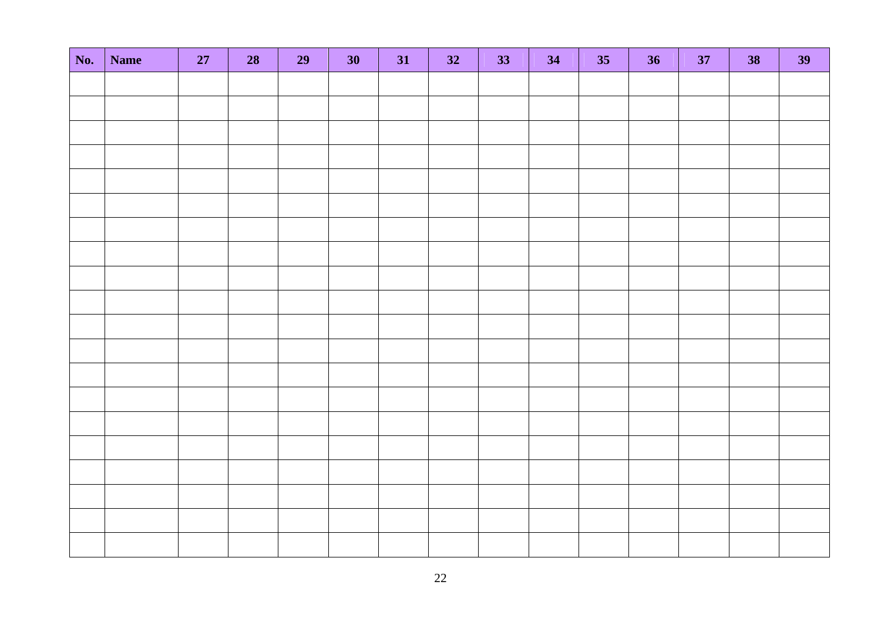| No. | Name | 27 | 28 | 29 | 30 | 31 | 32 | 33 | 34 | 35 | 36 | 37 | 38 | 39 |
|---|---|---|---|---|---|---|---|---|---|---|---|---|---|---|
| | | | | | | | | | | | | | | |
| | | | | | | | | | | | | | | |
| | | | | | | | | | | | | | | |
| | | | | | | | | | | | | | | |
| | | | | | | | | | | | | | | |
| | | | | | | | | | | | | | | |
| | | | | | | | | | | | | | | |
| | | | | | | | | | | | | | | |
| | | | | | | | | | | | | | | |
| | | | | | | | | | | | | | | |
| | | | | | | | | | | | | | | |
| | | | | | | | | | | | | | | |
| | | | | | | | | | | | | | | |
| | | | | | | | | | | | | | | |
| | | | | | | | | | | | | | | |
| | | | | | | | | | | | | | | |
| | | | | | | | | | | | | | | |
| | | | | | | | | | | | | | | |
| | | | | | | | | | | | | | | |
| | | | | | | | | | | | | | | |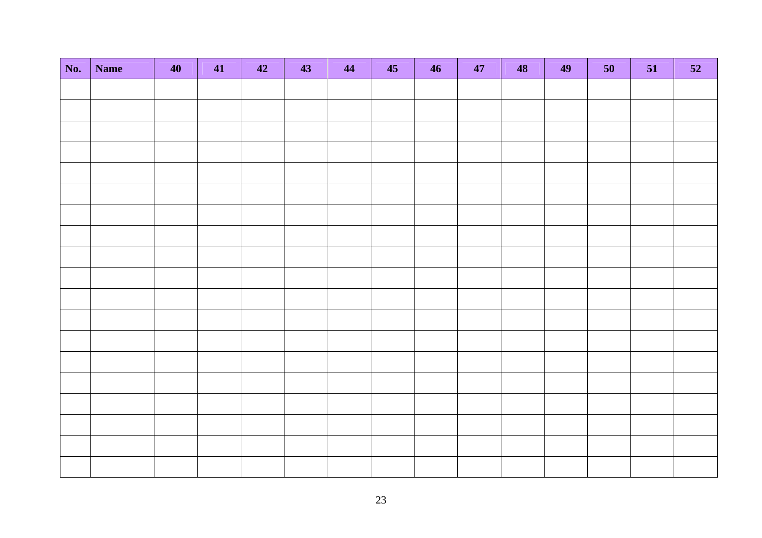| No. | Name | 40 | 41 | 42 | 43 | 44 | 45 | 46 | 47 | 48 | 49 | 50 | 51 | 52 |
|---|---|---|---|---|---|---|---|---|---|---|---|---|---|---|
| | | | | | | | | | | | | | | |
| | | | | | | | | | | | | | | |
| | | | | | | | | | | | | | | |
| | | | | | | | | | | | | | | |
| | | | | | | | | | | | | | | |
| | | | | | | | | | | | | | | |
| | | | | | | | | | | | | | | |
| | | | | | | | | | | | | | | |
| | | | | | | | | | | | | | | |
| | | | | | | | | | | | | | | |
| | | | | | | | | | | | | | | |
| | | | | | | | | | | | | | | |
| | | | | | | | | | | | | | | |
| | | | | | | | | | | | | | | |
| | | | | | | | | | | | | | | |
| | | | | | | | | | | | | | | |
| | | | | | | | | | | | | | | |
| | | | | | | | | | | | | | | |
| | | | | | | | | | | | | | | |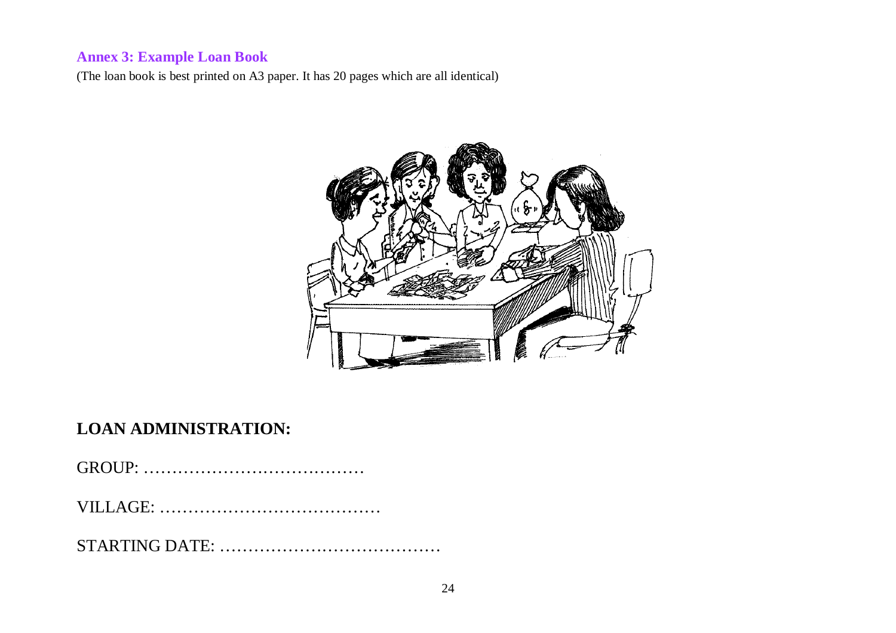### Annex 3: Example Loan Book

(The loan book is best printed on A3 paper. It has 20 pages which are all identical)

## LOAN ADMINISTRATION:

GROUP: …………………………………

VILLAGE: …………………………………

STARTING DATE: …………………………………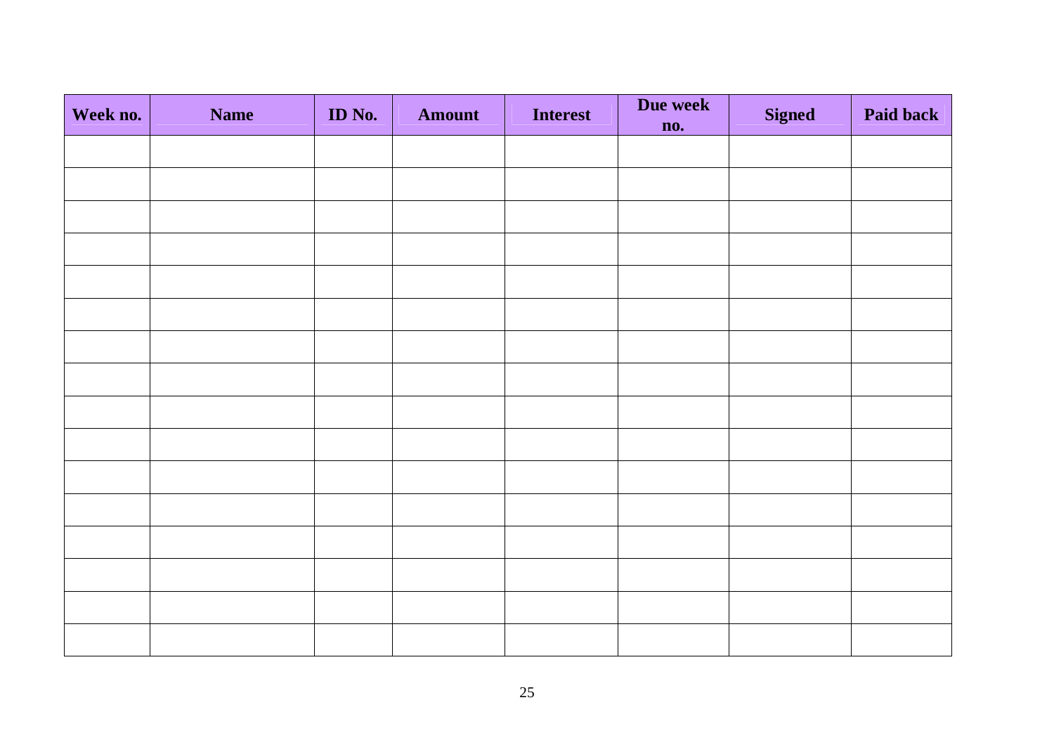| Week no. | Name | ID No. | Amount | Interest | Due week no. | Signed | Paid back |
|---|---|---|---|---|---|---|---|
| | | | | | | | |
| | | | | | | | |
| | | | | | | | |
| | | | | | | | |
| | | | | | | | |
| | | | | | | | |
| | | | | | | | |
| | | | | | | | |
| | | | | | | | |
| | | | | | | | |
| | | | | | | | |
| | | | | | | | |
| | | | | | | | |
| | | | | | | | |
| | | | | | | | |
| | | | | | | | |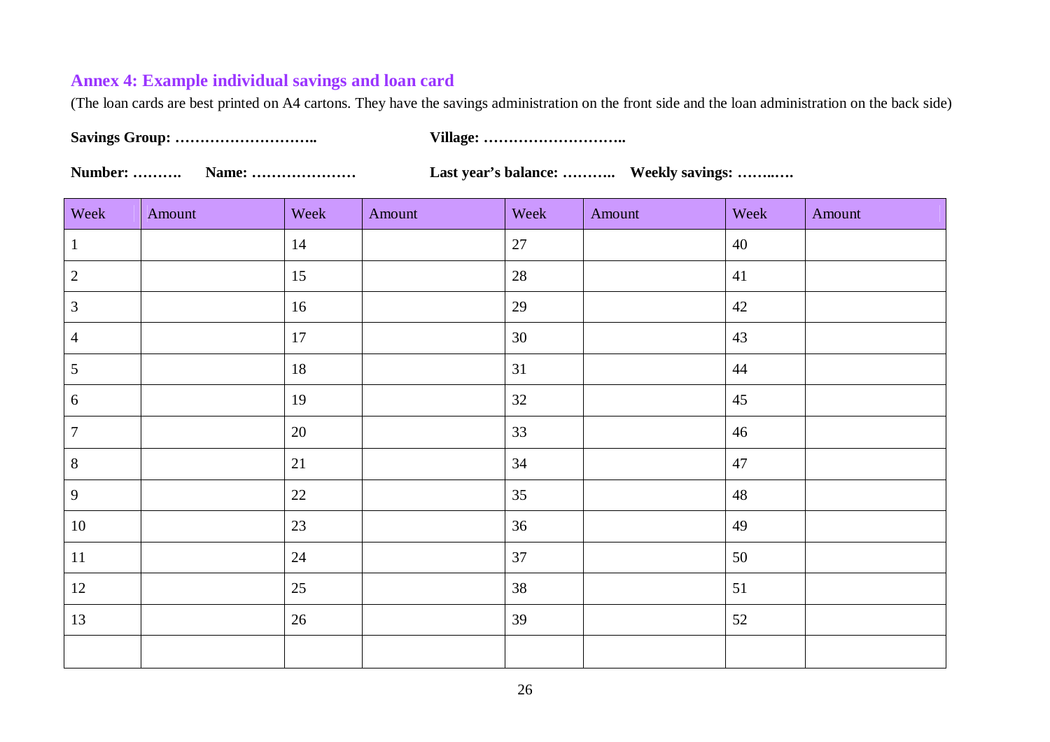## Annex 4: Example individual savings and loan card

(The loan cards are best printed on A4 cartons. They have the savings administration on the front side and the loan administration on the back side)

**Savings Group: ……………………….. Village: ………………………..**

**Number: ………. Name: ………………… Last year's balance: ……….. Weekly savings: ……..….**

| Week | Amount | Week | Amount | Week | Amount | Week | Amount |
|---|---|---|---|---|---|---|---|
| 1 | | 14 | | 27 | | 40 | |
| 2 | | 15 | | 28 | | 41 | |
| 3 | | 16 | | 29 | | 42 | |
| 4 | | 17 | | 30 | | 43 | |
| 5 | | 18 | | 31 | | 44 | |
| 6 | | 19 | | 32 | | 45 | |
| 7 | | 20 | | 33 | | 46 | |
| 8 | | 21 | | 34 | | 47 | |
| 9 | | 22 | | 35 | | 48 | |
| 10 | | 23 | | 36 | | 49 | |
| 11 | | 24 | | 37 | | 50 | |
| 12 | | 25 | | 38 | | 51 | |
| 13 | | 26 | | 39 | | 52 | |
| | | | | | | | |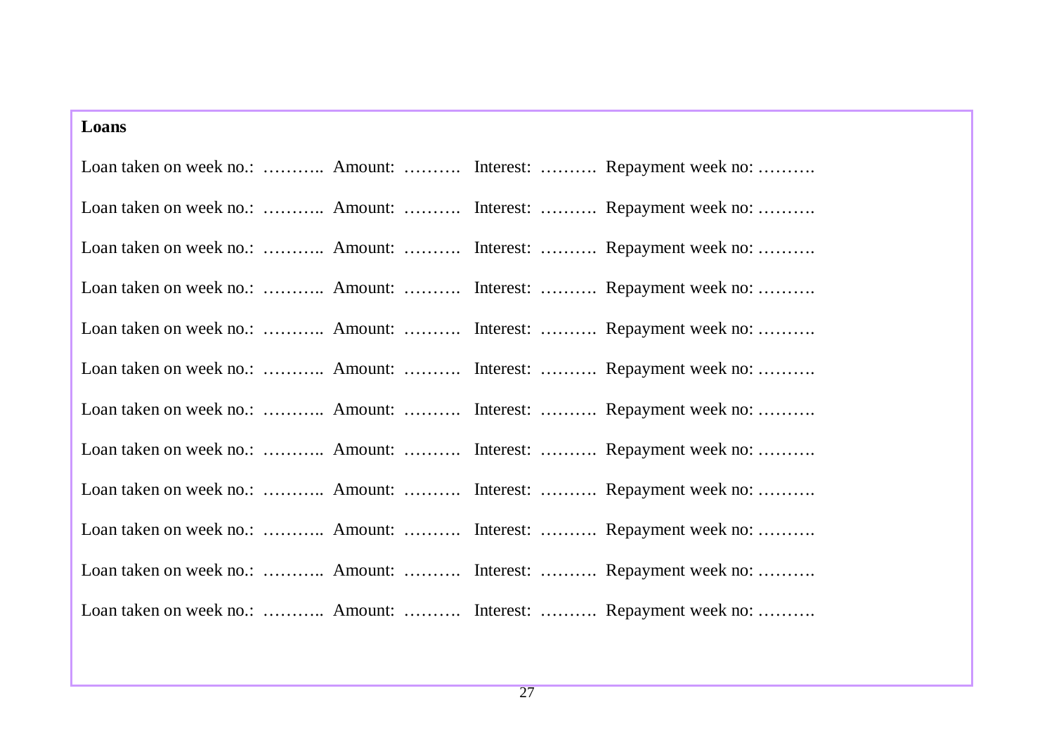**Loans**

Loan taken on week no.: ……….. Amount: ………. Interest: ………. Repayment week no: ……….

Loan taken on week no.: ……….. Amount: ………. Interest: ………. Repayment week no: ……….

Loan taken on week no.: ……….. Amount: ………. Interest: ………. Repayment week no: ……….

Loan taken on week no.: ……….. Amount: ………. Interest: ………. Repayment week no: ……….

Loan taken on week no.: ……….. Amount: ………. Interest: ………. Repayment week no: ……….

Loan taken on week no.: ……….. Amount: ………. Interest: ………. Repayment week no: ……….

Loan taken on week no.: ……….. Amount: ………. Interest: ………. Repayment week no: ……….

Loan taken on week no.: ……….. Amount: ………. Interest: ………. Repayment week no: ……….

Loan taken on week no.: ……….. Amount: ………. Interest: ………. Repayment week no: ……….

Loan taken on week no.: ……….. Amount: ………. Interest: ………. Repayment week no: ……….

Loan taken on week no.: ……….. Amount: ………. Interest: ………. Repayment week no: ……….

Loan taken on week no.: ……….. Amount: ………. Interest: ………. Repayment week no: ……….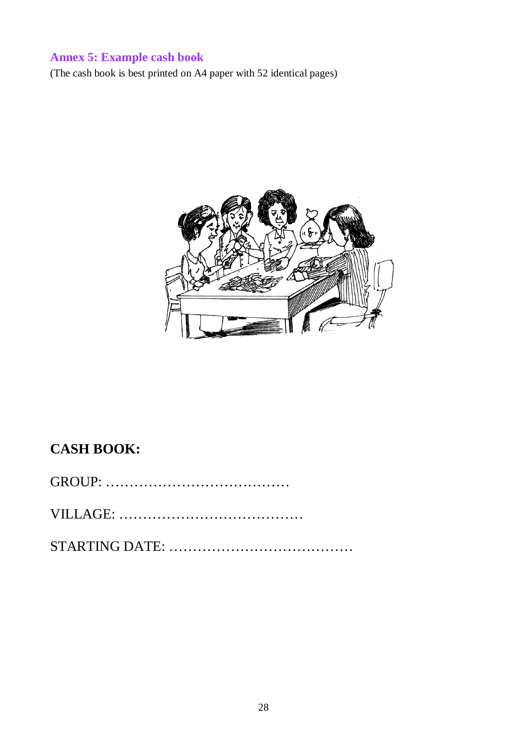## Annex 5: Example cash book

(The cash book is best printed on A4 paper with 52 identical pages)

**CASH BOOK:**

GROUP: …………………………………

VILLAGE: …………………………………

STARTING DATE: …………………………………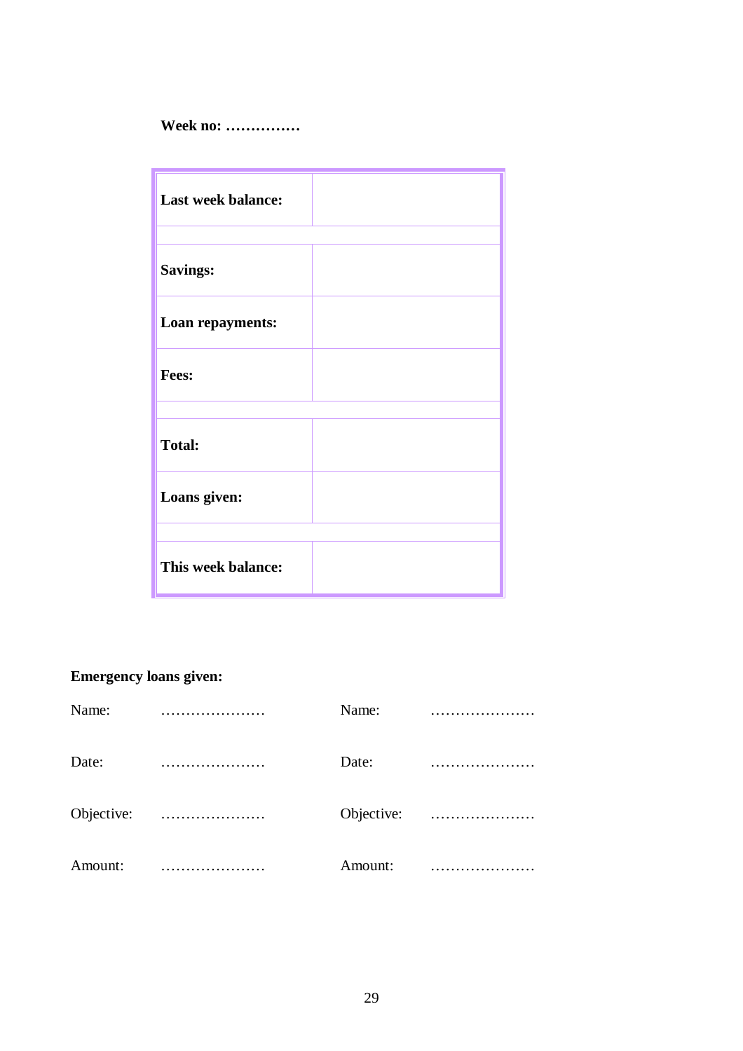**Week no: ……………**

| | |
|---|---|
| **Last week balance:** | |
| | |
| **Savings:** | |
| **Loan repayments:** | |
| **Fees:** | |
| | |
| **Total:** | |
| **Loans given:** | |
| | |
| **This week balance:** | |

**Emergency loans given:**

| | | | |
|---|---|---|---|
| Name: | ………………… | Name: | ………………… |
| Date: | ………………… | Date: | ………………… |
| Objective: | ………………… | Objective: | ………………… |
| Amount: | ………………… | Amount: | ………………… |